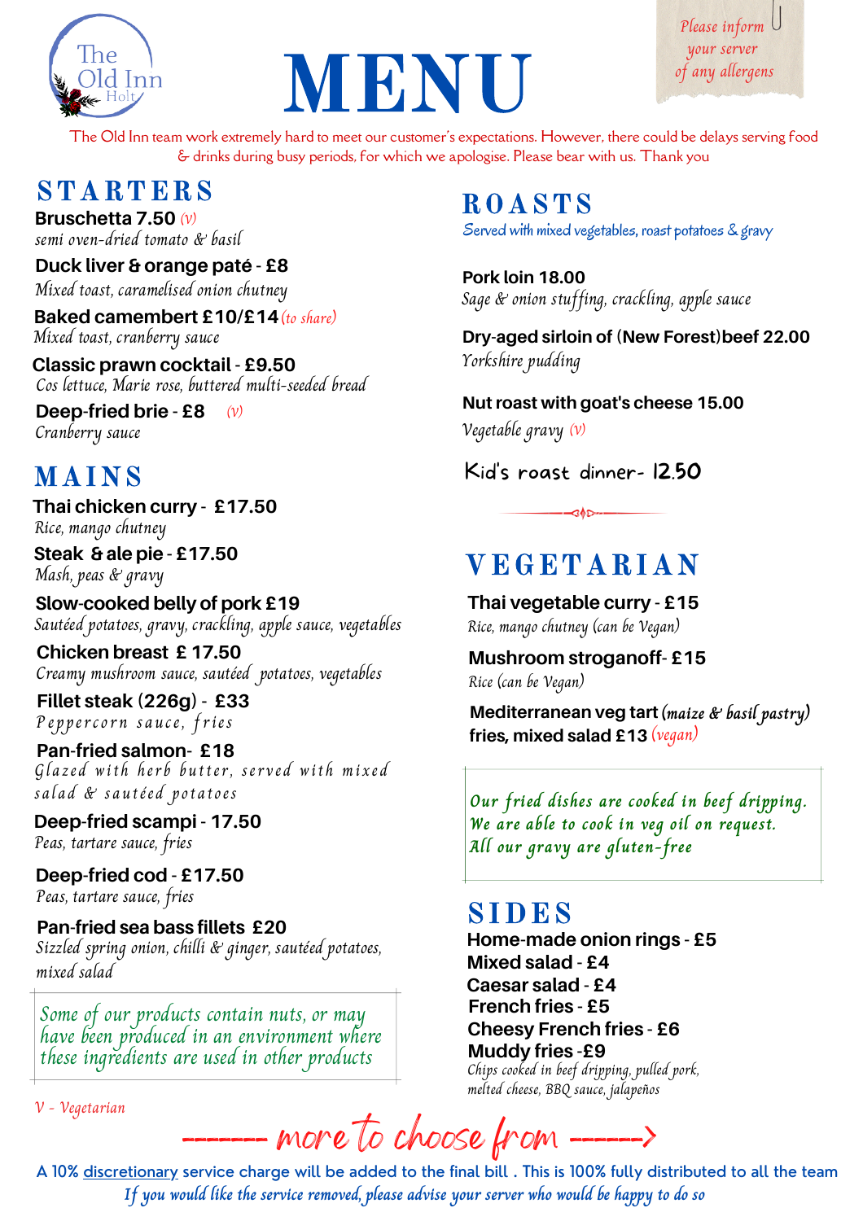The Old Inn
Holt

# MENU

*Please inform your server of any allergens*

The Old Inn team work extremely hard to meet our customer's expectations. However, there could be delays serving food & drinks during busy periods, for which we apologise. Please bear with us. Thank you

## STARTERS

**Bruschetta 7.50** *(v)*
*semi oven-dried tomato & basil*

**Duck liver & orange paté - £8**
*Mixed toast, caramelised onion chutney*

**Baked camembert £10/£14** *(to share)*
*Mixed toast, cranberry sauce*

**Classic prawn cocktail - £9.50**
*Cos lettuce, Marie rose, buttered multi-seeded bread*

**Deep-fried brie - £8** *(v)*
*Cranberry sauce*

## MAINS

**Thai chicken curry - £17.50**
*Rice, mango chutney*

**Steak & ale pie - £17.50**
*Mash, peas & gravy*

**Slow-cooked belly of pork £19**
*Sautéed potatoes, gravy, crackling, apple sauce, vegetables*

**Chicken breast £ 17.50**
*Creamy mushroom sauce, sautéed potatoes, vegetables*

**Fillet steak (226g) - £33**
*Peppercorn sauce, fries*

**Pan-fried salmon- £18**
*Glazed with herb butter, served with mixed salad & sautéed potatoes*

**Deep-fried scampi - 17.50**
*Peas, tartare sauce, fries*

**Deep-fried cod - £17.50**
*Peas, tartare sauce, fries*

**Pan-fried sea bass fillets £20**
*Sizzled spring onion, chilli & ginger, sautéed potatoes, mixed salad*

*Some of our products contain nuts, or may have been produced in an environment where these ingredients are used in other products*

*V - Vegetarian*

## ROASTS

*Served with mixed vegetables, roast potatoes & gravy*

**Pork loin 18.00**
*Sage & onion stuffing, crackling, apple sauce*

**Dry-aged sirloin of (New Forest)beef 22.00**
*Yorkshire pudding*

**Nut roast with goat's cheese 15.00**
*Vegetable gravy (v)*

**Kid's roast dinner- 12.50**

## VEGETARIAN

**Thai vegetable curry - £15**
*Rice, mango chutney (can be Vegan)*

**Mushroom stroganoff- £15**
*Rice (can be Vegan)*

**Mediterranean veg tart** *(maize & basil pastry)*
**fries, mixed salad £13** *(vegan)*

*Our fried dishes are cooked in beef dripping. We are able to cook in veg oil on request. All our gravy are gluten-free*

## SIDES

**Home-made onion rings - £5**
**Mixed salad - £4**
**Caesar salad - £4**
**French fries - £5**
**Cheesy French fries - £6**
**Muddy fries -£9**
*Chips cooked in beef dripping, pulled pork, melted cheese, BBQ sauce, jalapeños*

------- more to choose from ------>

A 10% discretionary service charge will be added to the final bill . This is 100% fully distributed to all the team

*If you would like the service removed, please advise your server who would be happy to do so*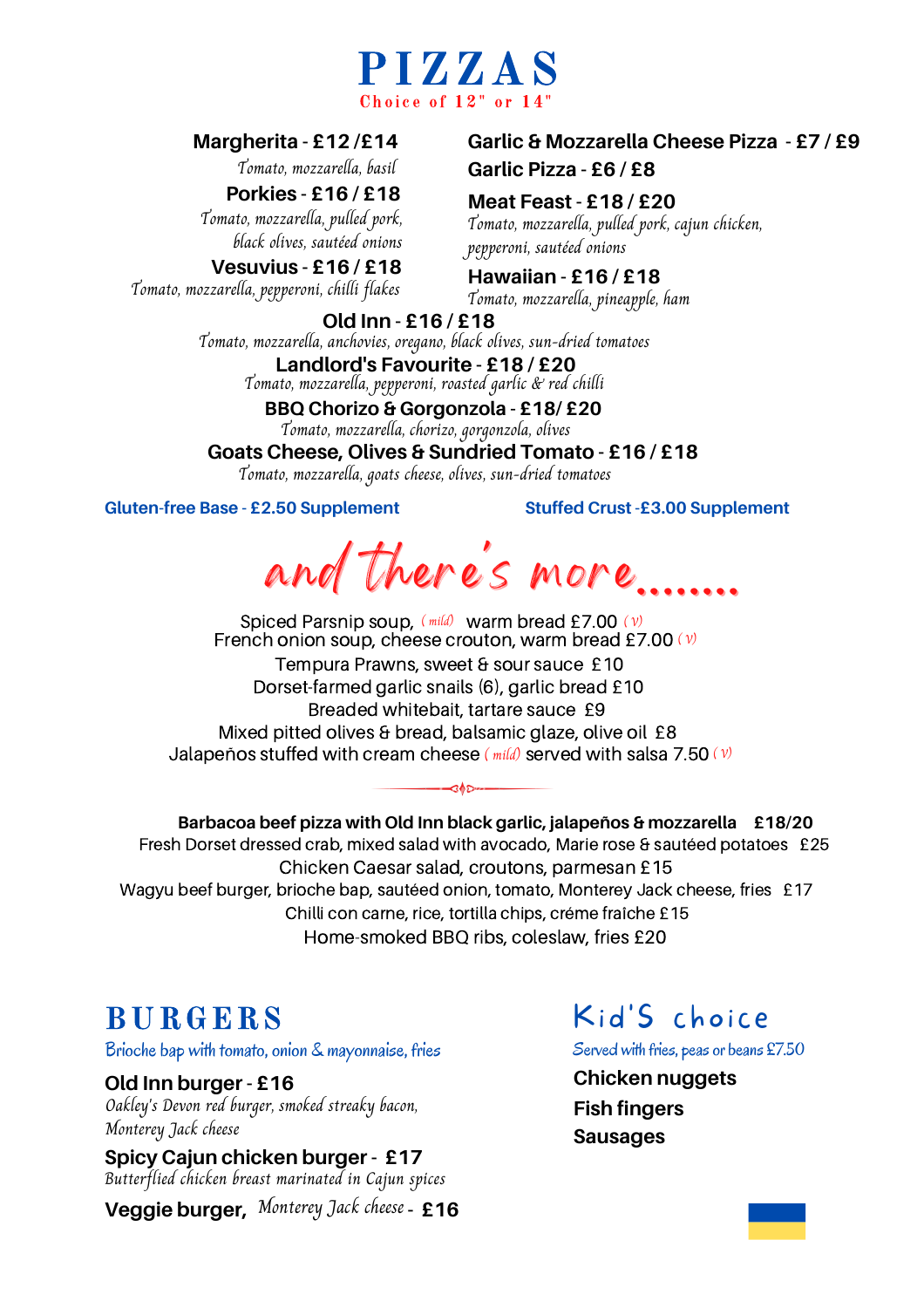# PIZZAS

Choice of 12" or 14"

**Margherita - £12 /£14**
*Tomato, mozzarella, basil*

**Porkies - £16 / £18**
*Tomato, mozzarella, pulled pork, black olives, sautéed onions*

**Vesuvius - £16 / £18**
*Tomato, mozzarella, pepperoni, chilli flakes*

**Garlic & Mozzarella Cheese Pizza - £7 / £9**

**Garlic Pizza - £6 / £8**

**Meat Feast - £18 / £20**
*Tomato, mozzarella, pulled pork, cajun chicken, pepperoni, sautéed onions*

**Hawaiian - £16 / £18**
*Tomato, mozzarella, pineapple, ham*

**Old Inn - £16 / £18**
*Tomato, mozzarella, anchovies, oregano, black olives, sun-dried tomatoes*

**Landlord's Favourite - £18 / £20**
*Tomato, mozzarella, pepperoni, roasted garlic & red chilli*

**BBQ Chorizo & Gorgonzola - £18/ £20**
*Tomato, mozzarella, chorizo, gorgonzola, olives*

**Goats Cheese, Olives & Sundried Tomato - £16 / £18**
*Tomato, mozzarella, goats cheese, olives, sun-dried tomatoes*

Gluten-free Base - £2.50 Supplement

Stuffed Crust -£3.00 Supplement

## and there's more.......

Spiced Parsnip soup, *(mild)* warm bread £7.00 *(v)*
French onion soup, cheese crouton, warm bread £7.00 *(v)*
Tempura Prawns, sweet & sour sauce £10
Dorset-farmed garlic snails (6), garlic bread £10
Breaded whitebait, tartare sauce £9
Mixed pitted olives & bread, balsamic glaze, olive oil £8
Jalapeños stuffed with cream cheese *(mild)* served with salsa 7.50 *(v)*

**Barbacoa beef pizza with Old Inn black garlic, jalapeños & mozzarella £18/20**
Fresh Dorset dressed crab, mixed salad with avocado, Marie rose & sautéed potatoes £25
Chicken Caesar salad, croutons, parmesan £15
Wagyu beef burger, brioche bap, sautéed onion, tomato, Monterey Jack cheese, fries £17
Chilli con carne, rice, tortilla chips, créme fraîche £15
Home-smoked BBQ ribs, coleslaw, fries £20

# BURGERS

Brioche bap with tomato, onion & mayonnaise, fries

**Old Inn burger - £16**
*Oakley's Devon red burger, smoked streaky bacon, Monterey Jack cheese*

**Spicy Cajun chicken burger - £17**
*Butterflied chicken breast marinated in Cajun spices*

**Veggie burger,** *Monterey Jack cheese* - **£16**

# Kid'S choice

Served with fries, peas or beans £7.50

**Chicken nuggets**
**Fish fingers**
**Sausages**